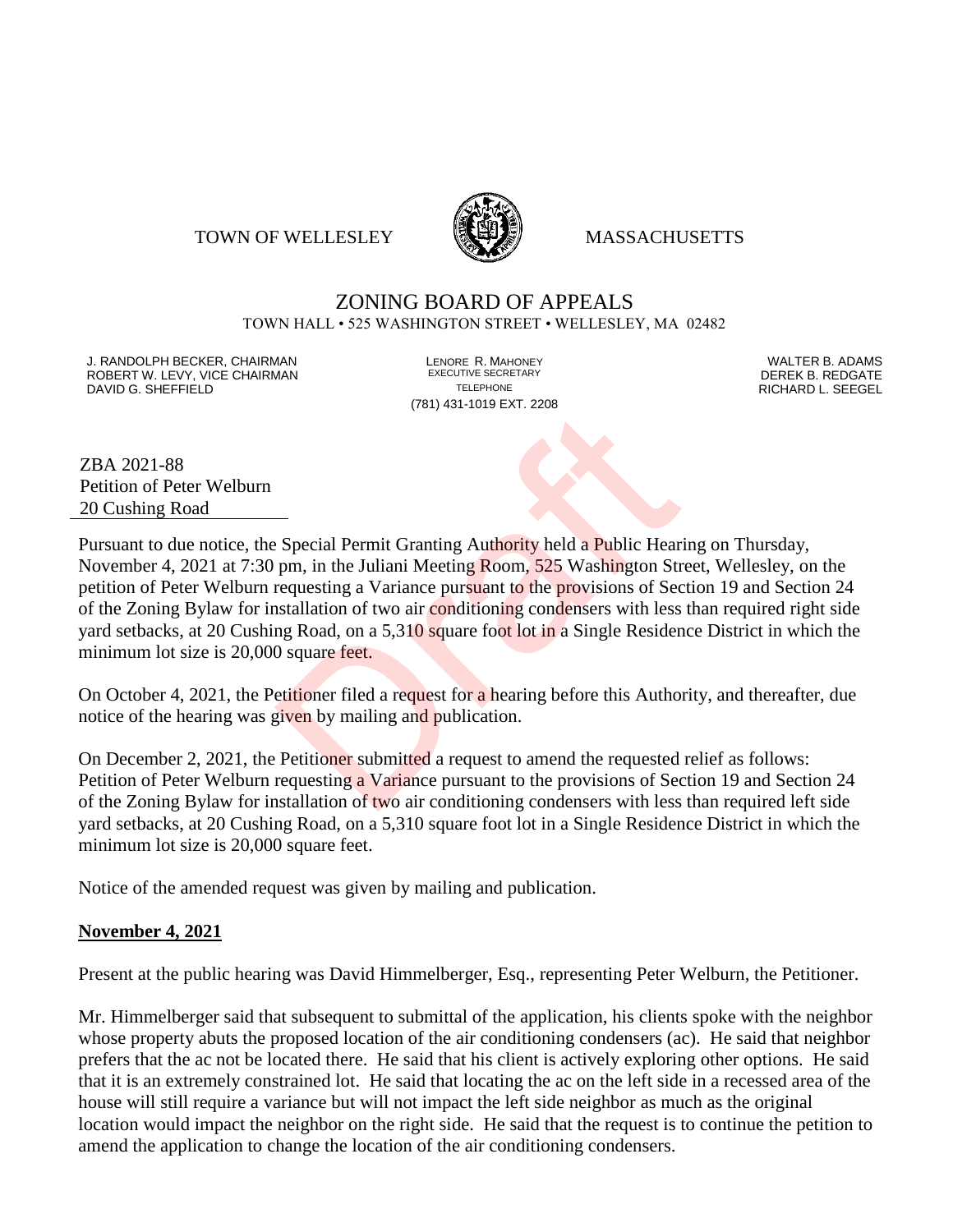TOWN OF WELLESLEY MASSACHUSETTS

# ZONING BOARD OF APPEALS

TOWN HALL • 525 WASHINGTON STREET • WELLESLEY, MA 02482

J. RANDOLPH BECKER, CHAIRMAN
ROBERT W. LEVY, VICE CHAIRMAN
DAVID G. SHEFFIELD

LENORE R. MAHONEY
EXECUTIVE SECRETARY
TELEPHONE
(781) 431-1019 EXT. 2208

WALTER B. ADAMS
DEREK B. REDGATE
RICHARD L. SEEGEL

ZBA 2021-88
Petition of Peter Welburn
20 Cushing Road

Pursuant to due notice, the Special Permit Granting Authority held a Public Hearing on Thursday, November 4, 2021 at 7:30 pm, in the Juliani Meeting Room, 525 Washington Street, Wellesley, on the petition of Peter Welburn requesting a Variance pursuant to the provisions of Section 19 and Section 24 of the Zoning Bylaw for installation of two air conditioning condensers with less than required right side yard setbacks, at 20 Cushing Road, on a 5,310 square foot lot in a Single Residence District in which the minimum lot size is 20,000 square feet.

On October 4, 2021, the Petitioner filed a request for a hearing before this Authority, and thereafter, due notice of the hearing was given by mailing and publication.

On December 2, 2021, the Petitioner submitted a request to amend the requested relief as follows: Petition of Peter Welburn requesting a Variance pursuant to the provisions of Section 19 and Section 24 of the Zoning Bylaw for installation of two air conditioning condensers with less than required left side yard setbacks, at 20 Cushing Road, on a 5,310 square foot lot in a Single Residence District in which the minimum lot size is 20,000 square feet.

Notice of the amended request was given by mailing and publication.

**November 4, 2021**

Present at the public hearing was David Himmelberger, Esq., representing Peter Welburn, the Petitioner.

Mr. Himmelberger said that subsequent to submittal of the application, his clients spoke with the neighbor whose property abuts the proposed location of the air conditioning condensers (ac). He said that neighbor prefers that the ac not be located there. He said that his client is actively exploring other options. He said that it is an extremely constrained lot. He said that locating the ac on the left side in a recessed area of the house will still require a variance but will not impact the left side neighbor as much as the original location would impact the neighbor on the right side. He said that the request is to continue the petition to amend the application to change the location of the air conditioning condensers.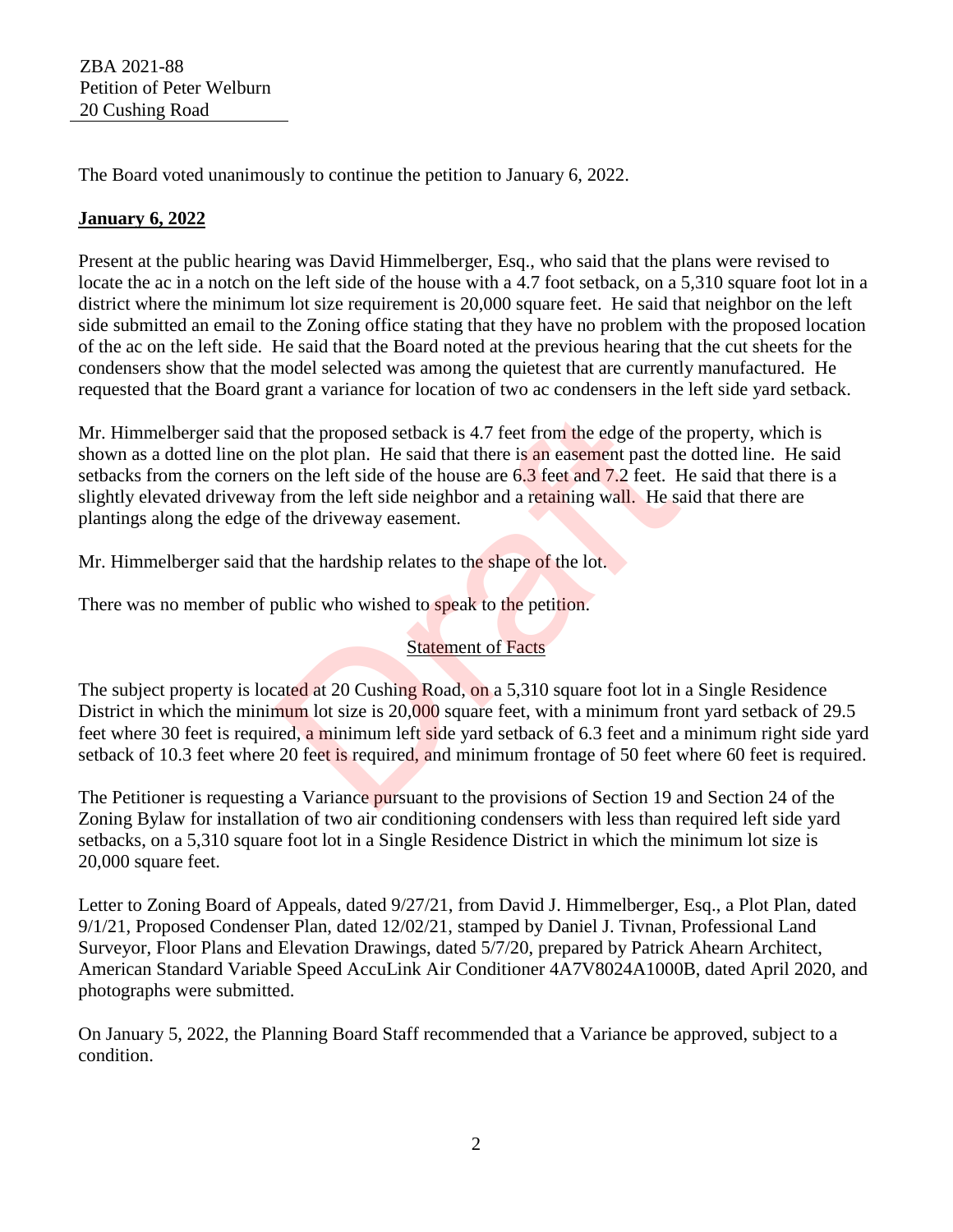ZBA 2021-88
Petition of Peter Welburn
20 Cushing Road

The Board voted unanimously to continue the petition to January 6, 2022.

**January 6, 2022**

Present at the public hearing was David Himmelberger, Esq., who said that the plans were revised to locate the ac in a notch on the left side of the house with a 4.7 foot setback, on a 5,310 square foot lot in a district where the minimum lot size requirement is 20,000 square feet. He said that neighbor on the left side submitted an email to the Zoning office stating that they have no problem with the proposed location of the ac on the left side. He said that the Board noted at the previous hearing that the cut sheets for the condensers show that the model selected was among the quietest that are currently manufactured. He requested that the Board grant a variance for location of two ac condensers in the left side yard setback.

Mr. Himmelberger said that the proposed setback is 4.7 feet from the edge of the property, which is shown as a dotted line on the plot plan. He said that there is an easement past the dotted line. He said setbacks from the corners on the left side of the house are 6.3 feet and 7.2 feet. He said that there is a slightly elevated driveway from the left side neighbor and a retaining wall. He said that there are plantings along the edge of the driveway easement.

Mr. Himmelberger said that the hardship relates to the shape of the lot.

There was no member of public who wished to speak to the petition.

Statement of Facts

The subject property is located at 20 Cushing Road, on a 5,310 square foot lot in a Single Residence District in which the minimum lot size is 20,000 square feet, with a minimum front yard setback of 29.5 feet where 30 feet is required, a minimum left side yard setback of 6.3 feet and a minimum right side yard setback of 10.3 feet where 20 feet is required, and minimum frontage of 50 feet where 60 feet is required.

The Petitioner is requesting a Variance pursuant to the provisions of Section 19 and Section 24 of the Zoning Bylaw for installation of two air conditioning condensers with less than required left side yard setbacks, on a 5,310 square foot lot in a Single Residence District in which the minimum lot size is 20,000 square feet.

Letter to Zoning Board of Appeals, dated 9/27/21, from David J. Himmelberger, Esq., a Plot Plan, dated 9/1/21, Proposed Condenser Plan, dated 12/02/21, stamped by Daniel J. Tivnan, Professional Land Surveyor, Floor Plans and Elevation Drawings, dated 5/7/20, prepared by Patrick Ahearn Architect, American Standard Variable Speed AccuLink Air Conditioner 4A7V8024A1000B, dated April 2020, and photographs were submitted.

On January 5, 2022, the Planning Board Staff recommended that a Variance be approved, subject to a condition.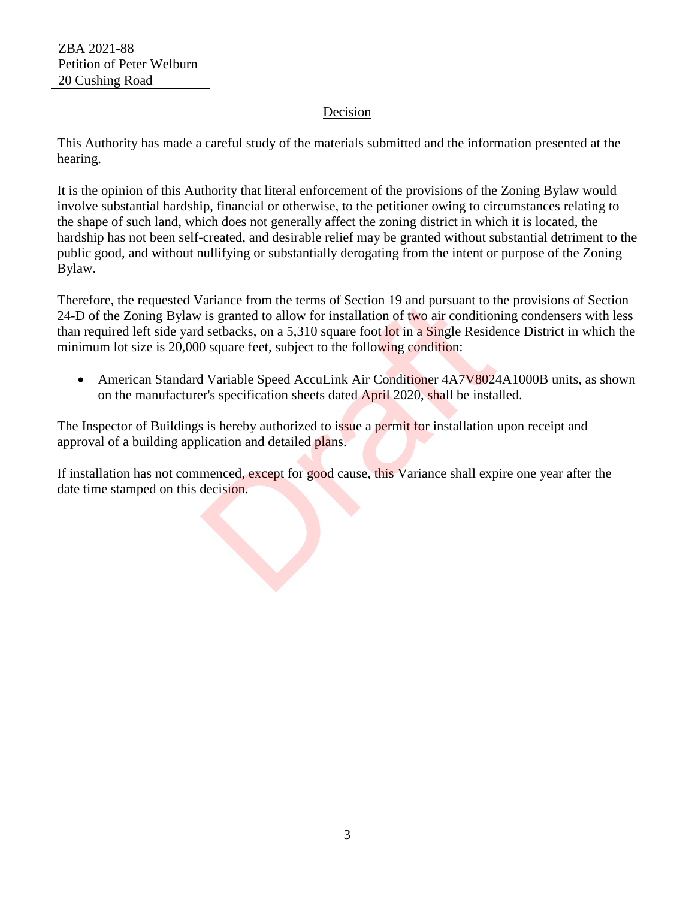ZBA 2021-88
Petition of Peter Welburn
20 Cushing Road

## Decision

This Authority has made a careful study of the materials submitted and the information presented at the hearing.

It is the opinion of this Authority that literal enforcement of the provisions of the Zoning Bylaw would involve substantial hardship, financial or otherwise, to the petitioner owing to circumstances relating to the shape of such land, which does not generally affect the zoning district in which it is located, the hardship has not been self-created, and desirable relief may be granted without substantial detriment to the public good, and without nullifying or substantially derogating from the intent or purpose of the Zoning Bylaw.

Therefore, the requested Variance from the terms of Section 19 and pursuant to the provisions of Section 24-D of the Zoning Bylaw is granted to allow for installation of two air conditioning condensers with less than required left side yard setbacks, on a 5,310 square foot lot in a Single Residence District in which the minimum lot size is 20,000 square feet, subject to the following condition:

- American Standard Variable Speed AccuLink Air Conditioner 4A7V8024A1000B units, as shown on the manufacturer's specification sheets dated April 2020, shall be installed.

The Inspector of Buildings is hereby authorized to issue a permit for installation upon receipt and approval of a building application and detailed plans.

If installation has not commenced, except for good cause, this Variance shall expire one year after the date time stamped on this decision.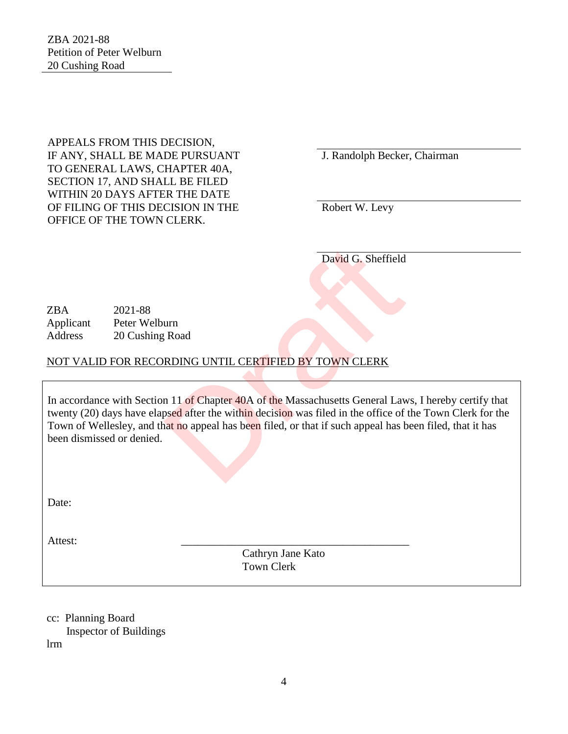ZBA 2021-88
Petition of Peter Welburn
20 Cushing Road

APPEALS FROM THIS DECISION, IF ANY, SHALL BE MADE PURSUANT TO GENERAL LAWS, CHAPTER 40A, SECTION 17, AND SHALL BE FILED WITHIN 20 DAYS AFTER THE DATE OF FILING OF THIS DECISION IN THE OFFICE OF THE TOWN CLERK.

\_\_\_\_\_\_\_\_\_\_\_\_\_\_\_\_\_\_\_\_\_\_\_\_\_\_\_\_\_\_\_\_\_\_\_\_\_\_\_\_
J. Randolph Becker, Chairman

\_\_\_\_\_\_\_\_\_\_\_\_\_\_\_\_\_\_\_\_\_\_\_\_\_\_\_\_\_\_\_\_\_\_\_\_\_\_\_\_
Robert W. Levy

\_\_\_\_\_\_\_\_\_\_\_\_\_\_\_\_\_\_\_\_\_\_\_\_\_\_\_\_\_\_\_\_\_\_\_\_\_\_\_\_
David G. Sheffield

Draft

| | |
|---|---|
| ZBA | 2021-88 |
| Applicant | Peter Welburn |
| Address | 20 Cushing Road |

<u>NOT VALID FOR RECORDING UNTIL CERTIFIED BY TOWN CLERK</u>

In accordance with Section 11 of Chapter 40A of the Massachusetts General Laws, I hereby certify that twenty (20) days have elapsed after the within decision was filed in the office of the Town Clerk for the Town of Wellesley, and that no appeal has been filed, or that if such appeal has been filed, that it has been dismissed or denied.

Date:

Attest: \_\_\_\_\_\_\_\_\_\_\_\_\_\_\_\_\_\_\_\_\_\_\_\_\_\_\_\_\_\_\_\_\_\_\_\_\_\_\_\_
Cathryn Jane Kato
Town Clerk

cc: Planning Board
Inspector of Buildings
lrm